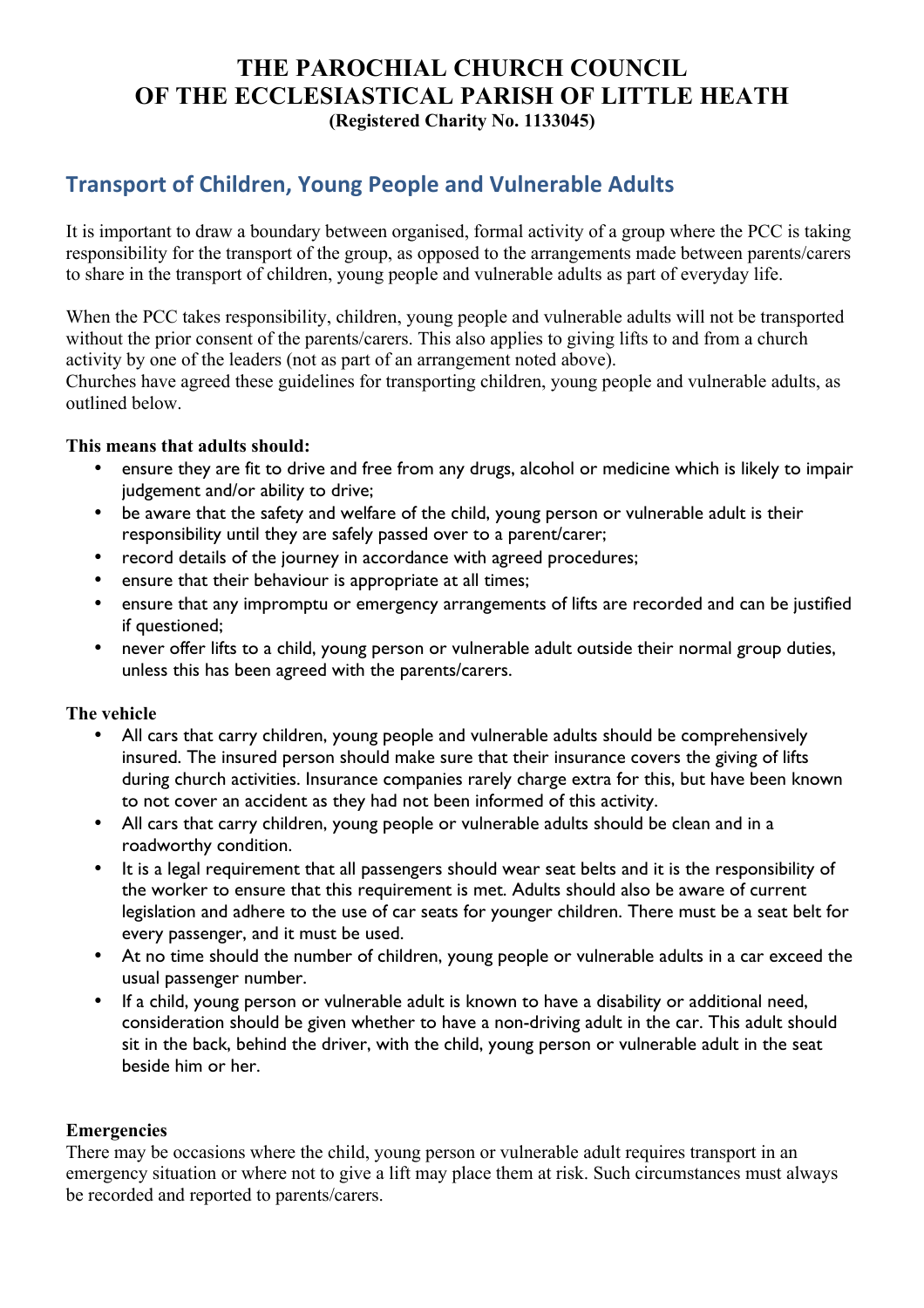# THE PAROCHIAL CHURCH COUNCIL OF THE ECCLESIASTICAL PARISH OF LITTLE HEATH

**(Registered Charity No. 1133045)**

## Transport of Children, Young People and Vulnerable Adults

It is important to draw a boundary between organised, formal activity of a group where the PCC is taking responsibility for the transport of the group, as opposed to the arrangements made between parents/carers to share in the transport of children, young people and vulnerable adults as part of everyday life.

When the PCC takes responsibility, children, young people and vulnerable adults will not be transported without the prior consent of the parents/carers. This also applies to giving lifts to and from a church activity by one of the leaders (not as part of an arrangement noted above).
Churches have agreed these guidelines for transporting children, young people and vulnerable adults, as outlined below.

**This means that adults should:**

- ensure they are fit to drive and free from any drugs, alcohol or medicine which is likely to impair judgement and/or ability to drive;
- be aware that the safety and welfare of the child, young person or vulnerable adult is their responsibility until they are safely passed over to a parent/carer;
- record details of the journey in accordance with agreed procedures;
- ensure that their behaviour is appropriate at all times;
- ensure that any impromptu or emergency arrangements of lifts are recorded and can be justified if questioned;
- never offer lifts to a child, young person or vulnerable adult outside their normal group duties, unless this has been agreed with the parents/carers.

**The vehicle**

- All cars that carry children, young people and vulnerable adults should be comprehensively insured. The insured person should make sure that their insurance covers the giving of lifts during church activities. Insurance companies rarely charge extra for this, but have been known to not cover an accident as they had not been informed of this activity.
- All cars that carry children, young people or vulnerable adults should be clean and in a roadworthy condition.
- It is a legal requirement that all passengers should wear seat belts and it is the responsibility of the worker to ensure that this requirement is met. Adults should also be aware of current legislation and adhere to the use of car seats for younger children. There must be a seat belt for every passenger, and it must be used.
- At no time should the number of children, young people or vulnerable adults in a car exceed the usual passenger number.
- If a child, young person or vulnerable adult is known to have a disability or additional need, consideration should be given whether to have a non-driving adult in the car. This adult should sit in the back, behind the driver, with the child, young person or vulnerable adult in the seat beside him or her.

**Emergencies**

There may be occasions where the child, young person or vulnerable adult requires transport in an emergency situation or where not to give a lift may place them at risk. Such circumstances must always be recorded and reported to parents/carers.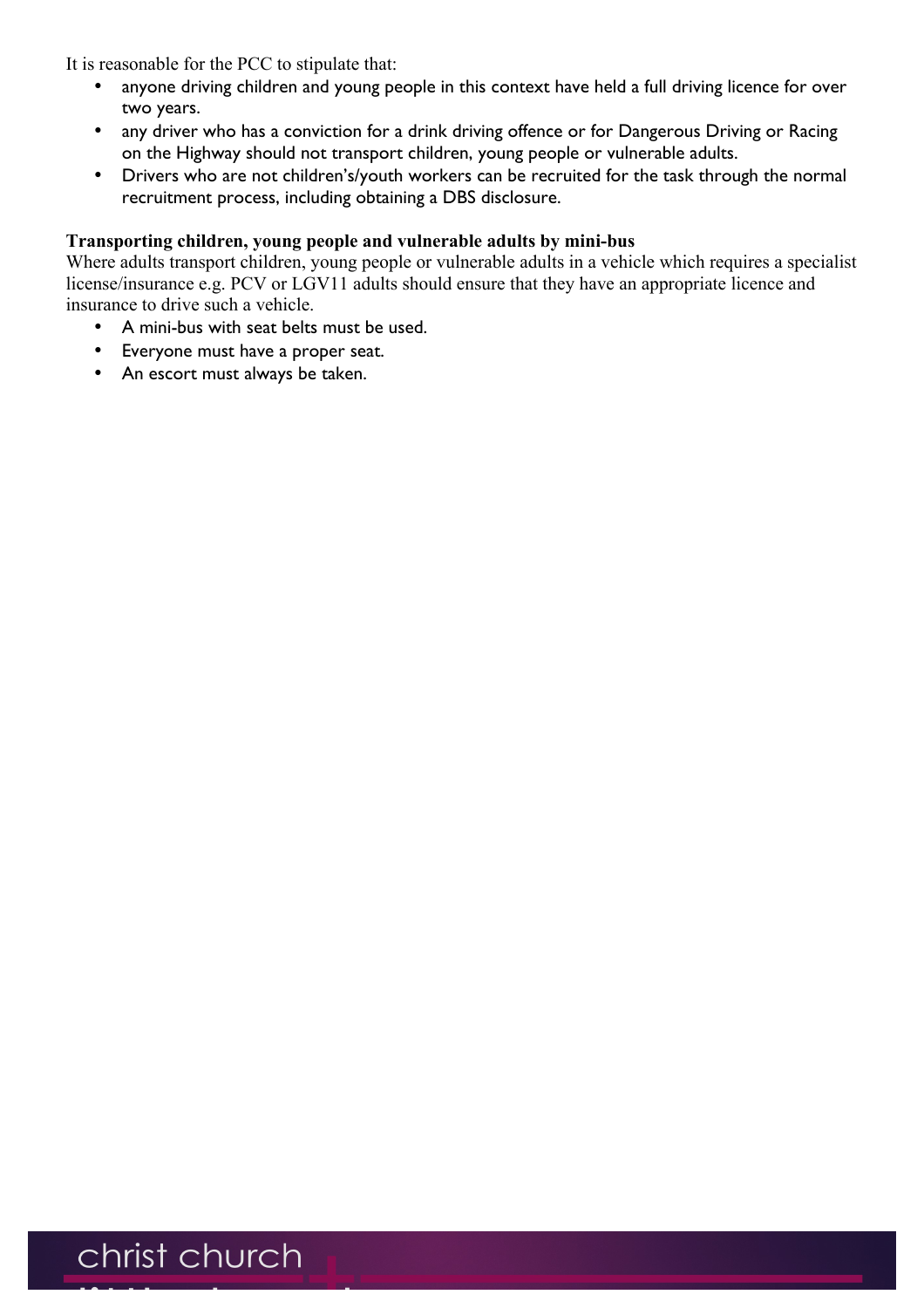It is reasonable for the PCC to stipulate that:

- anyone driving children and young people in this context have held a full driving licence for over two years.
- any driver who has a conviction for a drink driving offence or for Dangerous Driving or Racing on the Highway should not transport children, young people or vulnerable adults.
- Drivers who are not children's/youth workers can be recruited for the task through the normal recruitment process, including obtaining a DBS disclosure.

**Transporting children, young people and vulnerable adults by mini-bus**

Where adults transport children, young people or vulnerable adults in a vehicle which requires a specialist license/insurance e.g. PCV or LGV11 adults should ensure that they have an appropriate licence and insurance to drive such a vehicle.

- A mini-bus with seat belts must be used.
- Everyone must have a proper seat.
- An escort must always be taken.